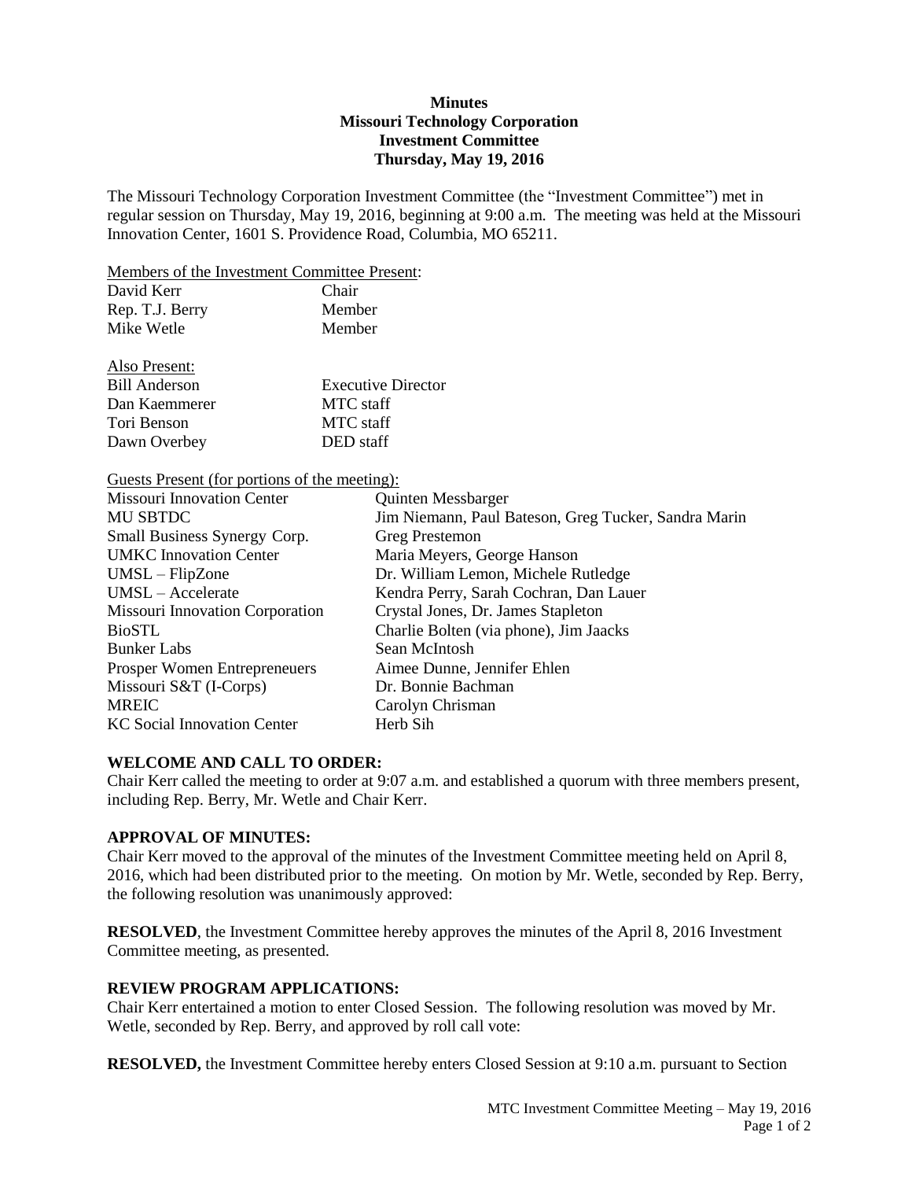# Minutes
## Missouri Technology Corporation
## Investment Committee
## Thursday, May 19, 2016

The Missouri Technology Corporation Investment Committee (the "Investment Committee") met in regular session on Thursday, May 19, 2016, beginning at 9:00 a.m. The meeting was held at the Missouri Innovation Center, 1601 S. Providence Road, Columbia, MO 65211.

Members of the Investment Committee Present:

| | |
|---|---|
| David Kerr | Chair |
| Rep. T.J. Berry | Member |
| Mike Wetle | Member |

Also Present:

| | |
|---|---|
| Bill Anderson | Executive Director |
| Dan Kaemmerer | MTC staff |
| Tori Benson | MTC staff |
| Dawn Overbey | DED staff |

Guests Present (for portions of the meeting):

| | |
|---|---|
| Missouri Innovation Center | Quinten Messbarger |
| MU SBTDC | Jim Niemann, Paul Bateson, Greg Tucker, Sandra Marin |
| Small Business Synergy Corp. | Greg Prestemon |
| UMKC Innovation Center | Maria Meyers, George Hanson |
| UMSL – FlipZone | Dr. William Lemon, Michele Rutledge |
| UMSL – Accelerate | Kendra Perry, Sarah Cochran, Dan Lauer |
| Missouri Innovation Corporation | Crystal Jones, Dr. James Stapleton |
| BioSTL | Charlie Bolten (via phone), Jim Jaacks |
| Bunker Labs | Sean McIntosh |
| Prosper Women Entrepreneuers | Aimee Dunne, Jennifer Ehlen |
| Missouri S&T (I-Corps) | Dr. Bonnie Bachman |
| MREIC | Carolyn Chrisman |
| KC Social Innovation Center | Herb Sih |

### WELCOME AND CALL TO ORDER:

Chair Kerr called the meeting to order at 9:07 a.m. and established a quorum with three members present, including Rep. Berry, Mr. Wetle and Chair Kerr.

### APPROVAL OF MINUTES:

Chair Kerr moved to the approval of the minutes of the Investment Committee meeting held on April 8, 2016, which had been distributed prior to the meeting. On motion by Mr. Wetle, seconded by Rep. Berry, the following resolution was unanimously approved:

**RESOLVED**, the Investment Committee hereby approves the minutes of the April 8, 2016 Investment Committee meeting, as presented.

### REVIEW PROGRAM APPLICATIONS:

Chair Kerr entertained a motion to enter Closed Session. The following resolution was moved by Mr. Wetle, seconded by Rep. Berry, and approved by roll call vote:

**RESOLVED,** the Investment Committee hereby enters Closed Session at 9:10 a.m. pursuant to Section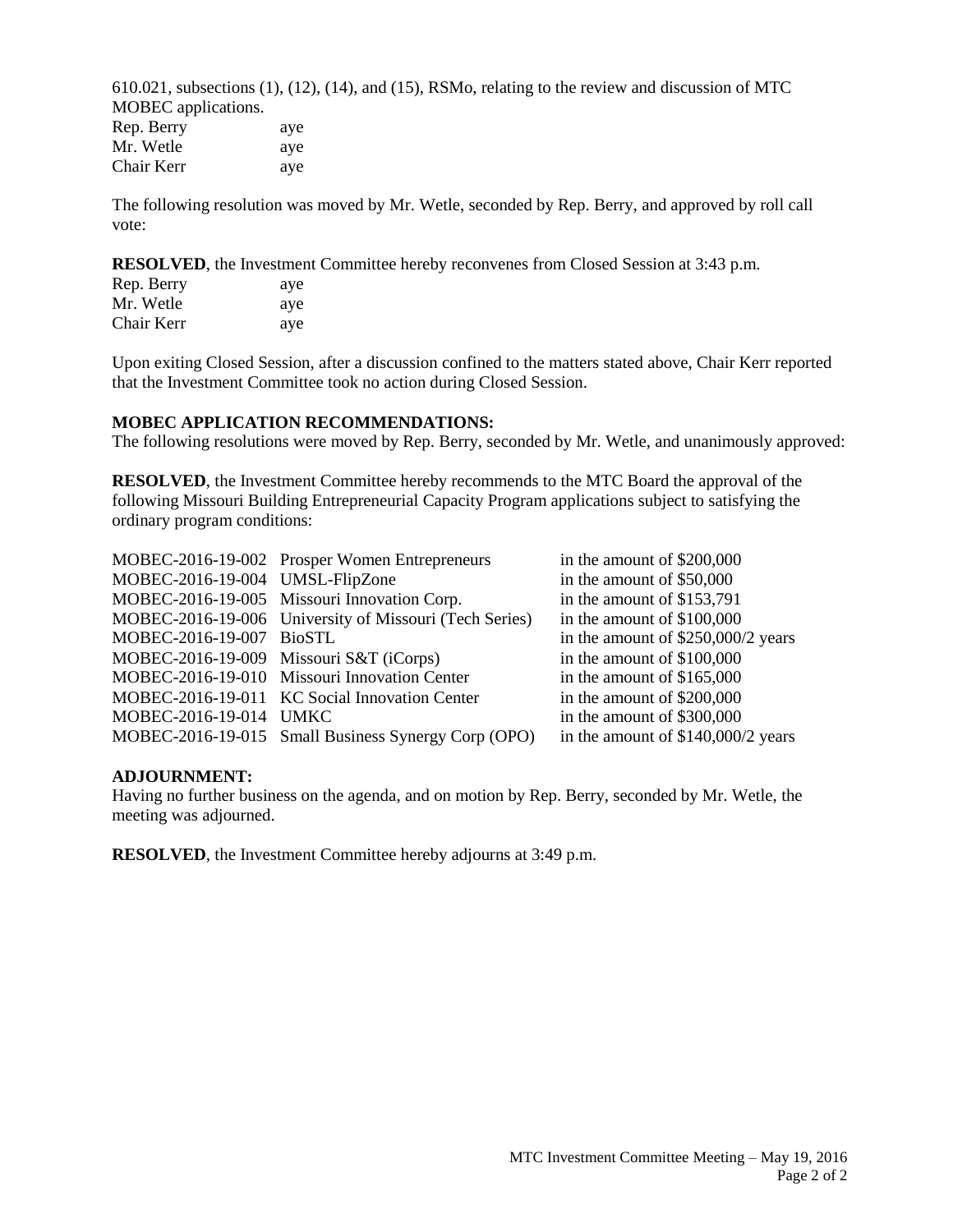610.021, subsections (1), (12), (14), and (15), RSMo, relating to the review and discussion of MTC MOBEC applications.

| | |
|---|---|
| Rep. Berry | aye |
| Mr. Wetle | aye |
| Chair Kerr | aye |

The following resolution was moved by Mr. Wetle, seconded by Rep. Berry, and approved by roll call vote:

**RESOLVED**, the Investment Committee hereby reconvenes from Closed Session at 3:43 p.m.

| | |
|---|---|
| Rep. Berry | aye |
| Mr. Wetle | aye |
| Chair Kerr | aye |

Upon exiting Closed Session, after a discussion confined to the matters stated above, Chair Kerr reported that the Investment Committee took no action during Closed Session.

**MOBEC APPLICATION RECOMMENDATIONS:**

The following resolutions were moved by Rep. Berry, seconded by Mr. Wetle, and unanimously approved:

**RESOLVED**, the Investment Committee hereby recommends to the MTC Board the approval of the following Missouri Building Entrepreneurial Capacity Program applications subject to satisfying the ordinary program conditions:

| | | |
|---|---|---|
| MOBEC-2016-19-002 | Prosper Women Entrepreneurs | in the amount of $200,000 |
| MOBEC-2016-19-004 | UMSL-FlipZone | in the amount of $50,000 |
| MOBEC-2016-19-005 | Missouri Innovation Corp. | in the amount of $153,791 |
| MOBEC-2016-19-006 | University of Missouri (Tech Series) | in the amount of $100,000 |
| MOBEC-2016-19-007 | BioSTL | in the amount of $250,000/2 years |
| MOBEC-2016-19-009 | Missouri S&T (iCorps) | in the amount of $100,000 |
| MOBEC-2016-19-010 | Missouri Innovation Center | in the amount of $165,000 |
| MOBEC-2016-19-011 | KC Social Innovation Center | in the amount of $200,000 |
| MOBEC-2016-19-014 | UMKC | in the amount of $300,000 |
| MOBEC-2016-19-015 | Small Business Synergy Corp (OPO) | in the amount of $140,000/2 years |

**ADJOURNMENT:**

Having no further business on the agenda, and on motion by Rep. Berry, seconded by Mr. Wetle, the meeting was adjourned.

**RESOLVED**, the Investment Committee hereby adjourns at 3:49 p.m.

MTC Investment Committee Meeting – May 19, 2016